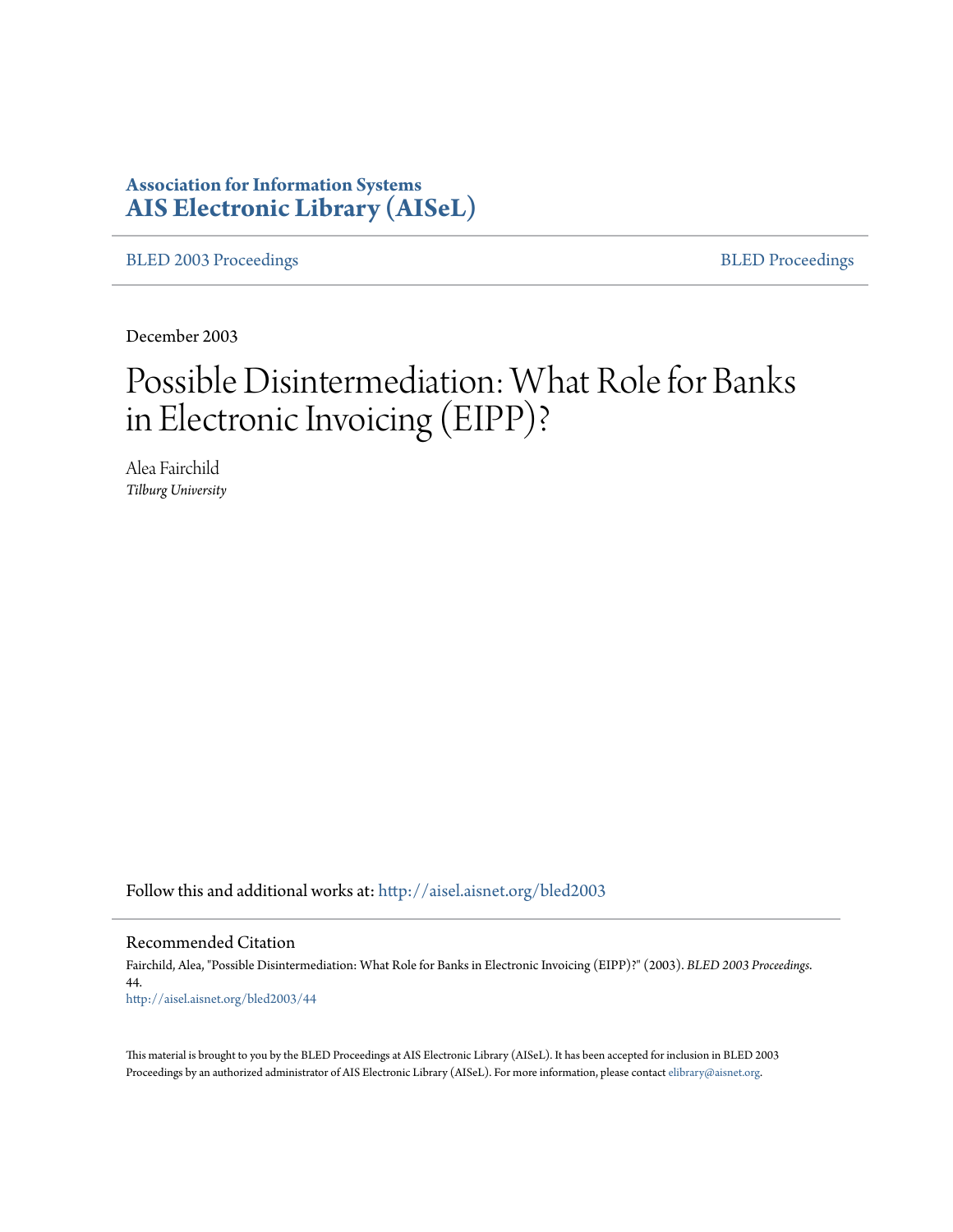**Association for Information Systems**
**AIS Electronic Library (AISeL)**

BLED 2003 Proceedings | BLED Proceedings

December 2003

# Possible Disintermediation: What Role for Banks in Electronic Invoicing (EIPP)?

Alea Fairchild
*Tilburg University*

Follow this and additional works at: http://aisel.aisnet.org/bled2003

## Recommended Citation

Fairchild, Alea, "Possible Disintermediation: What Role for Banks in Electronic Invoicing (EIPP)?" (2003). *BLED 2003 Proceedings*. 44.
http://aisel.aisnet.org/bled2003/44

This material is brought to you by the BLED Proceedings at AIS Electronic Library (AISeL). It has been accepted for inclusion in BLED 2003 Proceedings by an authorized administrator of AIS Electronic Library (AISeL). For more information, please contact elibrary@aisnet.org.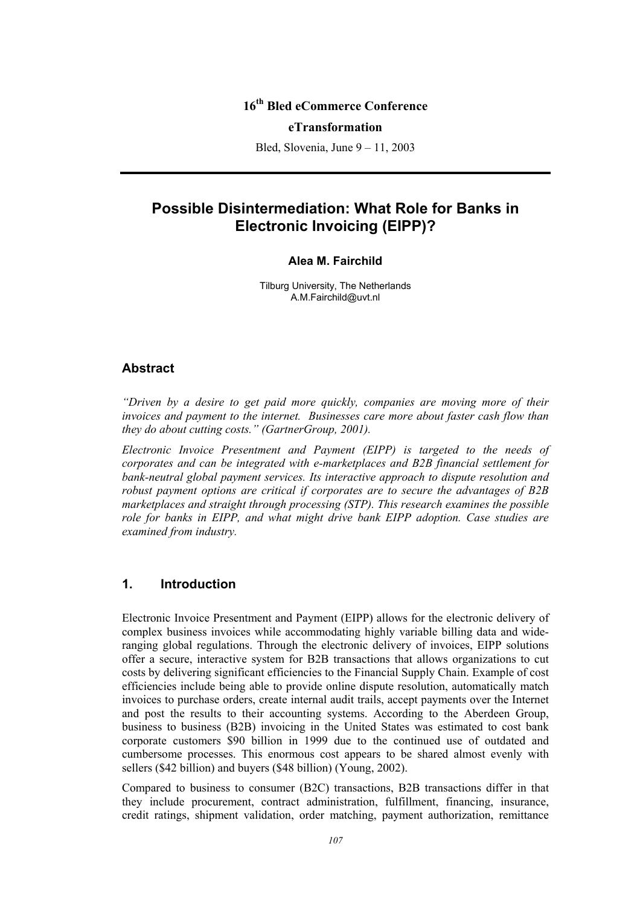**16th Bled eCommerce Conference**

**eTransformation**

Bled, Slovenia, June 9 – 11, 2003

# Possible Disintermediation: What Role for Banks in Electronic Invoicing (EIPP)?

**Alea M. Fairchild**

Tilburg University, The Netherlands
A.M.Fairchild@uvt.nl

## Abstract

*"Driven by a desire to get paid more quickly, companies are moving more of their invoices and payment to the internet. Businesses care more about faster cash flow than they do about cutting costs." (GartnerGroup, 2001).*

*Electronic Invoice Presentment and Payment (EIPP) is targeted to the needs of corporates and can be integrated with e-marketplaces and B2B financial settlement for bank-neutral global payment services. Its interactive approach to dispute resolution and robust payment options are critical if corporates are to secure the advantages of B2B marketplaces and straight through processing (STP). This research examines the possible role for banks in EIPP, and what might drive bank EIPP adoption. Case studies are examined from industry.*

## 1. Introduction

Electronic Invoice Presentment and Payment (EIPP) allows for the electronic delivery of complex business invoices while accommodating highly variable billing data and wide-ranging global regulations. Through the electronic delivery of invoices, EIPP solutions offer a secure, interactive system for B2B transactions that allows organizations to cut costs by delivering significant efficiencies to the Financial Supply Chain. Example of cost efficiencies include being able to provide online dispute resolution, automatically match invoices to purchase orders, create internal audit trails, accept payments over the Internet and post the results to their accounting systems. According to the Aberdeen Group, business to business (B2B) invoicing in the United States was estimated to cost bank corporate customers $90 billion in 1999 due to the continued use of outdated and cumbersome processes. This enormous cost appears to be shared almost evenly with sellers ($42 billion) and buyers ($48 billion) (Young, 2002).

Compared to business to consumer (B2C) transactions, B2B transactions differ in that they include procurement, contract administration, fulfillment, financing, insurance, credit ratings, shipment validation, order matching, payment authorization, remittance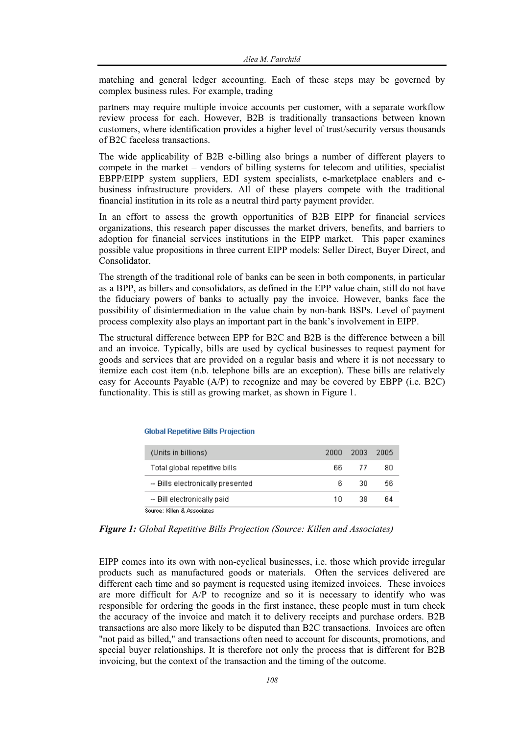matching and general ledger accounting. Each of these steps may be governed by complex business rules. For example, trading

partners may require multiple invoice accounts per customer, with a separate workflow review process for each. However, B2B is traditionally transactions between known customers, where identification provides a higher level of trust/security versus thousands of B2C faceless transactions.

The wide applicability of B2B e-billing also brings a number of different players to compete in the market – vendors of billing systems for telecom and utilities, specialist EBPP/EIPP system suppliers, EDI system specialists, e-marketplace enablers and e-business infrastructure providers. All of these players compete with the traditional financial institution in its role as a neutral third party payment provider.

In an effort to assess the growth opportunities of B2B EIPP for financial services organizations, this research paper discusses the market drivers, benefits, and barriers to adoption for financial services institutions in the EIPP market. This paper examines possible value propositions in three current EIPP models: Seller Direct, Buyer Direct, and Consolidator.

The strength of the traditional role of banks can be seen in both components, in particular as a BPP, as billers and consolidators, as defined in the EPP value chain, still do not have the fiduciary powers of banks to actually pay the invoice. However, banks face the possibility of disintermediation in the value chain by non-bank BSPs. Level of payment process complexity also plays an important part in the bank's involvement in EIPP.

The structural difference between EPP for B2C and B2B is the difference between a bill and an invoice. Typically, bills are used by cyclical businesses to request payment for goods and services that are provided on a regular basis and where it is not necessary to itemize each cost item (n.b. telephone bills are an exception). These bills are relatively easy for Accounts Payable (A/P) to recognize and may be covered by EBPP (i.e. B2C) functionality. This is still as growing market, as shown in Figure 1.

**Global Repetitive Bills Projection**

| (Units in billions) | 2000 | 2003 | 2005 |
|---|---|---|---|
| Total global repetitive bills | 66 | 77 | 80 |
| -- Bills electronically presented | 6 | 30 | 56 |
| -- Bill electronically paid | 10 | 38 | 64 |

Source: Killen & Associates

***Figure 1:*** *Global Repetitive Bills Projection (Source: Killen and Associates)*

EIPP comes into its own with non-cyclical businesses, i.e. those which provide irregular products such as manufactured goods or materials. Often the services delivered are different each time and so payment is requested using itemized invoices. These invoices are more difficult for A/P to recognize and so it is necessary to identify who was responsible for ordering the goods in the first instance, these people must in turn check the accuracy of the invoice and match it to delivery receipts and purchase orders. B2B transactions are also more likely to be disputed than B2C transactions. Invoices are often "not paid as billed," and transactions often need to account for discounts, promotions, and special buyer relationships. It is therefore not only the process that is different for B2B invoicing, but the context of the transaction and the timing of the outcome.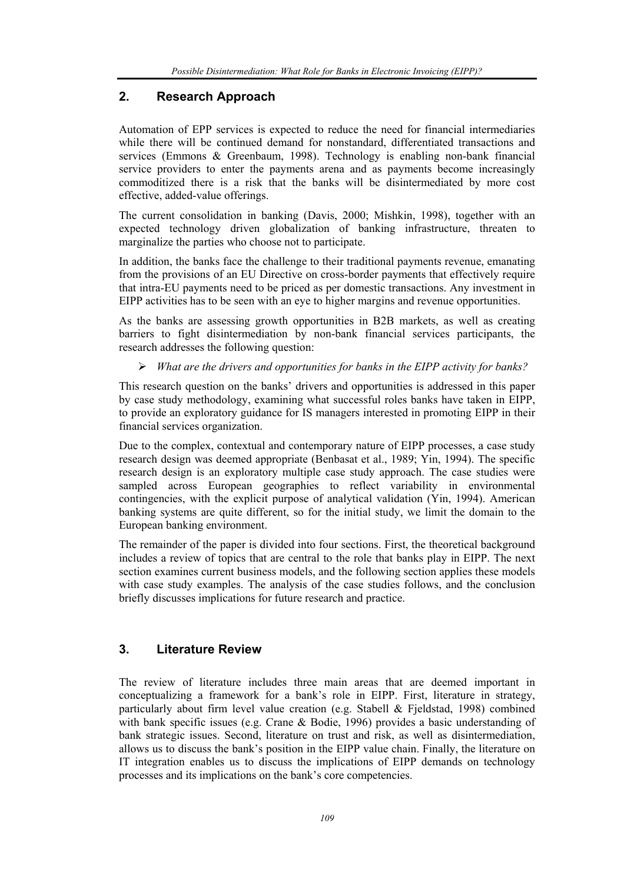## 2. Research Approach

Automation of EPP services is expected to reduce the need for financial intermediaries while there will be continued demand for nonstandard, differentiated transactions and services (Emmons & Greenbaum, 1998). Technology is enabling non-bank financial service providers to enter the payments arena and as payments become increasingly commoditized there is a risk that the banks will be disintermediated by more cost effective, added-value offerings.

The current consolidation in banking (Davis, 2000; Mishkin, 1998), together with an expected technology driven globalization of banking infrastructure, threaten to marginalize the parties who choose not to participate.

In addition, the banks face the challenge to their traditional payments revenue, emanating from the provisions of an EU Directive on cross-border payments that effectively require that intra-EU payments need to be priced as per domestic transactions. Any investment in EIPP activities has to be seen with an eye to higher margins and revenue opportunities.

As the banks are assessing growth opportunities in B2B markets, as well as creating barriers to fight disintermediation by non-bank financial services participants, the research addresses the following question:

- *What are the drivers and opportunities for banks in the EIPP activity for banks?*

This research question on the banks' drivers and opportunities is addressed in this paper by case study methodology, examining what successful roles banks have taken in EIPP, to provide an exploratory guidance for IS managers interested in promoting EIPP in their financial services organization.

Due to the complex, contextual and contemporary nature of EIPP processes, a case study research design was deemed appropriate (Benbasat et al., 1989; Yin, 1994). The specific research design is an exploratory multiple case study approach. The case studies were sampled across European geographies to reflect variability in environmental contingencies, with the explicit purpose of analytical validation (Yin, 1994). American banking systems are quite different, so for the initial study, we limit the domain to the European banking environment.

The remainder of the paper is divided into four sections. First, the theoretical background includes a review of topics that are central to the role that banks play in EIPP. The next section examines current business models, and the following section applies these models with case study examples. The analysis of the case studies follows, and the conclusion briefly discusses implications for future research and practice.

## 3. Literature Review

The review of literature includes three main areas that are deemed important in conceptualizing a framework for a bank's role in EIPP. First, literature in strategy, particularly about firm level value creation (e.g. Stabell & Fjeldstad, 1998) combined with bank specific issues (e.g. Crane & Bodie, 1996) provides a basic understanding of bank strategic issues. Second, literature on trust and risk, as well as disintermediation, allows us to discuss the bank's position in the EIPP value chain. Finally, the literature on IT integration enables us to discuss the implications of EIPP demands on technology processes and its implications on the bank's core competencies.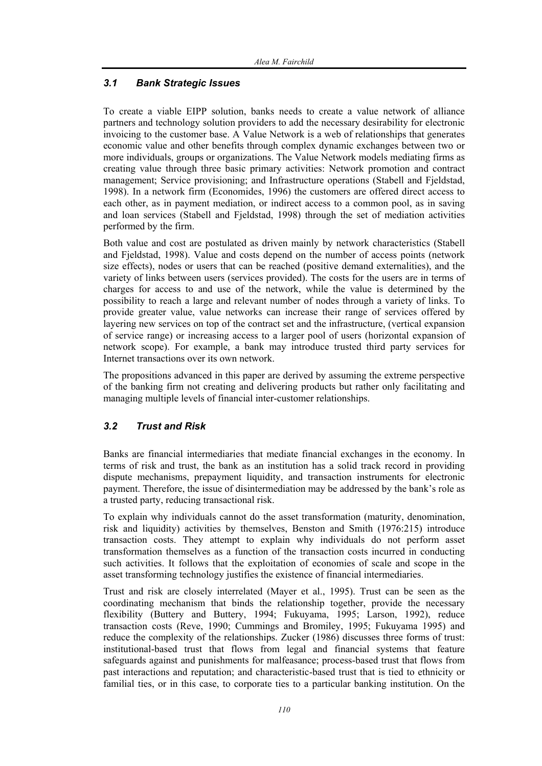### *3.1 Bank Strategic Issues*

To create a viable EIPP solution, banks needs to create a value network of alliance partners and technology solution providers to add the necessary desirability for electronic invoicing to the customer base. A Value Network is a web of relationships that generates economic value and other benefits through complex dynamic exchanges between two or more individuals, groups or organizations. The Value Network models mediating firms as creating value through three basic primary activities: Network promotion and contract management; Service provisioning; and Infrastructure operations (Stabell and Fjeldstad, 1998). In a network firm (Economides, 1996) the customers are offered direct access to each other, as in payment mediation, or indirect access to a common pool, as in saving and loan services (Stabell and Fjeldstad, 1998) through the set of mediation activities performed by the firm.

Both value and cost are postulated as driven mainly by network characteristics (Stabell and Fjeldstad, 1998). Value and costs depend on the number of access points (network size effects), nodes or users that can be reached (positive demand externalities), and the variety of links between users (services provided). The costs for the users are in terms of charges for access to and use of the network, while the value is determined by the possibility to reach a large and relevant number of nodes through a variety of links. To provide greater value, value networks can increase their range of services offered by layering new services on top of the contract set and the infrastructure, (vertical expansion of service range) or increasing access to a larger pool of users (horizontal expansion of network scope). For example, a bank may introduce trusted third party services for Internet transactions over its own network.

The propositions advanced in this paper are derived by assuming the extreme perspective of the banking firm not creating and delivering products but rather only facilitating and managing multiple levels of financial inter-customer relationships.

### *3.2 Trust and Risk*

Banks are financial intermediaries that mediate financial exchanges in the economy. In terms of risk and trust, the bank as an institution has a solid track record in providing dispute mechanisms, prepayment liquidity, and transaction instruments for electronic payment. Therefore, the issue of disintermediation may be addressed by the bank's role as a trusted party, reducing transactional risk.

To explain why individuals cannot do the asset transformation (maturity, denomination, risk and liquidity) activities by themselves, Benston and Smith (1976:215) introduce transaction costs. They attempt to explain why individuals do not perform asset transformation themselves as a function of the transaction costs incurred in conducting such activities. It follows that the exploitation of economies of scale and scope in the asset transforming technology justifies the existence of financial intermediaries.

Trust and risk are closely interrelated (Mayer et al., 1995). Trust can be seen as the coordinating mechanism that binds the relationship together, provide the necessary flexibility (Buttery and Buttery, 1994; Fukuyama, 1995; Larson, 1992), reduce transaction costs (Reve, 1990; Cummings and Bromiley, 1995; Fukuyama 1995) and reduce the complexity of the relationships. Zucker (1986) discusses three forms of trust: institutional-based trust that flows from legal and financial systems that feature safeguards against and punishments for malfeasance; process-based trust that flows from past interactions and reputation; and characteristic-based trust that is tied to ethnicity or familial ties, or in this case, to corporate ties to a particular banking institution. On the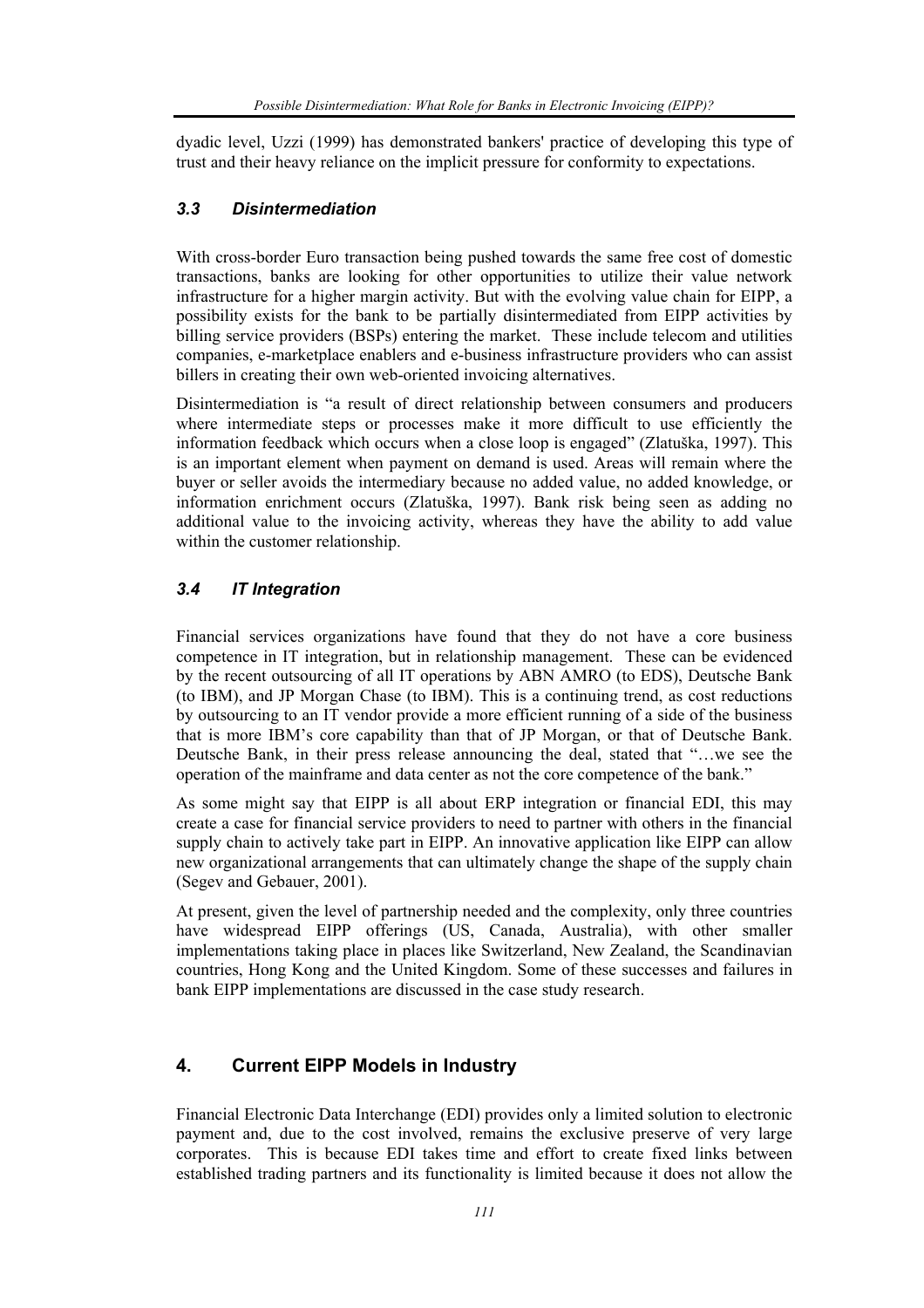dyadic level, Uzzi (1999) has demonstrated bankers' practice of developing this type of trust and their heavy reliance on the implicit pressure for conformity to expectations.

### *3.3 Disintermediation*

With cross-border Euro transaction being pushed towards the same free cost of domestic transactions, banks are looking for other opportunities to utilize their value network infrastructure for a higher margin activity. But with the evolving value chain for EIPP, a possibility exists for the bank to be partially disintermediated from EIPP activities by billing service providers (BSPs) entering the market. These include telecom and utilities companies, e-marketplace enablers and e-business infrastructure providers who can assist billers in creating their own web-oriented invoicing alternatives.

Disintermediation is "a result of direct relationship between consumers and producers where intermediate steps or processes make it more difficult to use efficiently the information feedback which occurs when a close loop is engaged" (Zlatuška, 1997). This is an important element when payment on demand is used. Areas will remain where the buyer or seller avoids the intermediary because no added value, no added knowledge, or information enrichment occurs (Zlatuška, 1997). Bank risk being seen as adding no additional value to the invoicing activity, whereas they have the ability to add value within the customer relationship.

### *3.4 IT Integration*

Financial services organizations have found that they do not have a core business competence in IT integration, but in relationship management. These can be evidenced by the recent outsourcing of all IT operations by ABN AMRO (to EDS), Deutsche Bank (to IBM), and JP Morgan Chase (to IBM). This is a continuing trend, as cost reductions by outsourcing to an IT vendor provide a more efficient running of a side of the business that is more IBM's core capability than that of JP Morgan, or that of Deutsche Bank. Deutsche Bank, in their press release announcing the deal, stated that "…we see the operation of the mainframe and data center as not the core competence of the bank."

As some might say that EIPP is all about ERP integration or financial EDI, this may create a case for financial service providers to need to partner with others in the financial supply chain to actively take part in EIPP. An innovative application like EIPP can allow new organizational arrangements that can ultimately change the shape of the supply chain (Segev and Gebauer, 2001).

At present, given the level of partnership needed and the complexity, only three countries have widespread EIPP offerings (US, Canada, Australia), with other smaller implementations taking place in places like Switzerland, New Zealand, the Scandinavian countries, Hong Kong and the United Kingdom. Some of these successes and failures in bank EIPP implementations are discussed in the case study research.

## 4. Current EIPP Models in Industry

Financial Electronic Data Interchange (EDI) provides only a limited solution to electronic payment and, due to the cost involved, remains the exclusive preserve of very large corporates. This is because EDI takes time and effort to create fixed links between established trading partners and its functionality is limited because it does not allow the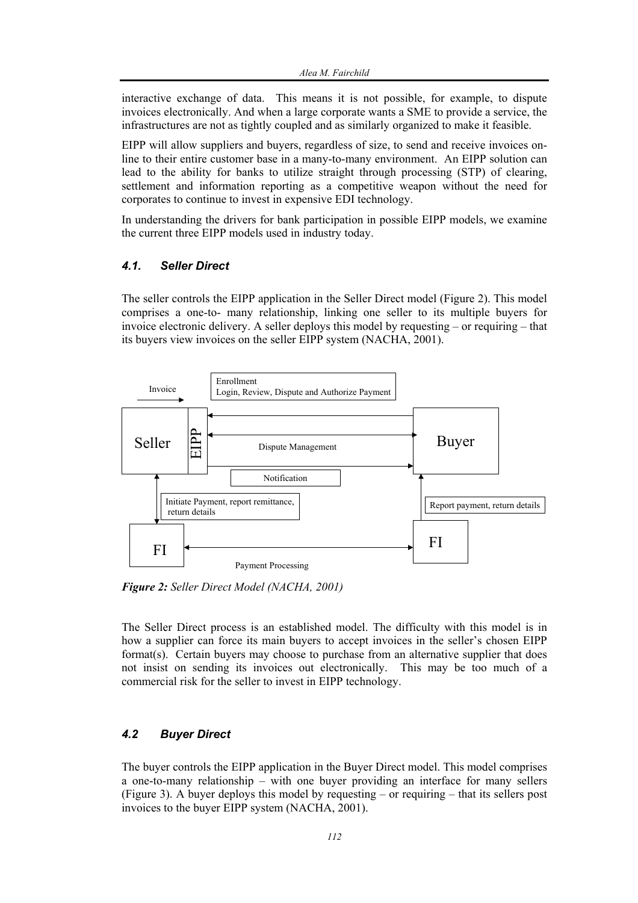interactive exchange of data. This means it is not possible, for example, to dispute invoices electronically. And when a large corporate wants a SME to provide a service, the infrastructures are not as tightly coupled and as similarly organized to make it feasible.

EIPP will allow suppliers and buyers, regardless of size, to send and receive invoices on-line to their entire customer base in a many-to-many environment. An EIPP solution can lead to the ability for banks to utilize straight through processing (STP) of clearing, settlement and information reporting as a competitive weapon without the need for corporates to continue to invest in expensive EDI technology.

In understanding the drivers for bank participation in possible EIPP models, we examine the current three EIPP models used in industry today.

### *4.1. Seller Direct*

The seller controls the EIPP application in the Seller Direct model (Figure 2). This model comprises a one-to- many relationship, linking one seller to its multiple buyers for invoice electronic delivery. A seller deploys this model by requesting – or requiring – that its buyers view invoices on the seller EIPP system (NACHA, 2001).

Invoice

Enrollment
Login, Review, Dispute and Authorize Payment

Seller | EIPP

Dispute Management

Buyer

Notification

Initiate Payment, report remittance, return details

Report payment, return details

FI

FI

Payment Processing

***Figure 2:*** *Seller Direct Model (NACHA, 2001)*

The Seller Direct process is an established model. The difficulty with this model is in how a supplier can force its main buyers to accept invoices in the seller's chosen EIPP format(s). Certain buyers may choose to purchase from an alternative supplier that does not insist on sending its invoices out electronically. This may be too much of a commercial risk for the seller to invest in EIPP technology.

### *4.2 Buyer Direct*

The buyer controls the EIPP application in the Buyer Direct model. This model comprises a one-to-many relationship – with one buyer providing an interface for many sellers (Figure 3). A buyer deploys this model by requesting – or requiring – that its sellers post invoices to the buyer EIPP system (NACHA, 2001).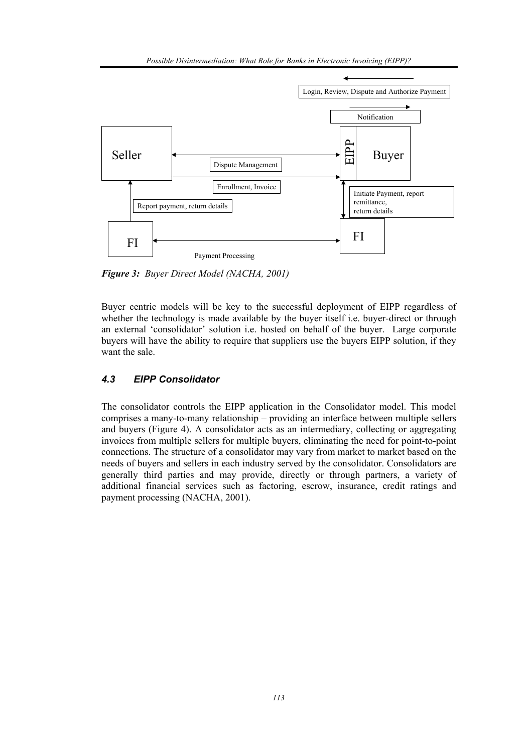*Figure 3: Buyer Direct Model (NACHA, 2001)*

Buyer centric models will be key to the successful deployment of EIPP regardless of whether the technology is made available by the buyer itself i.e. buyer-direct or through an external 'consolidator' solution i.e. hosted on behalf of the buyer. Large corporate buyers will have the ability to require that suppliers use the buyers EIPP solution, if they want the sale.

### *4.3 EIPP Consolidator*

The consolidator controls the EIPP application in the Consolidator model. This model comprises a many-to-many relationship – providing an interface between multiple sellers and buyers (Figure 4). A consolidator acts as an intermediary, collecting or aggregating invoices from multiple sellers for multiple buyers, eliminating the need for point-to-point connections. The structure of a consolidator may vary from market to market based on the needs of buyers and sellers in each industry served by the consolidator. Consolidators are generally third parties and may provide, directly or through partners, a variety of additional financial services such as factoring, escrow, insurance, credit ratings and payment processing (NACHA, 2001).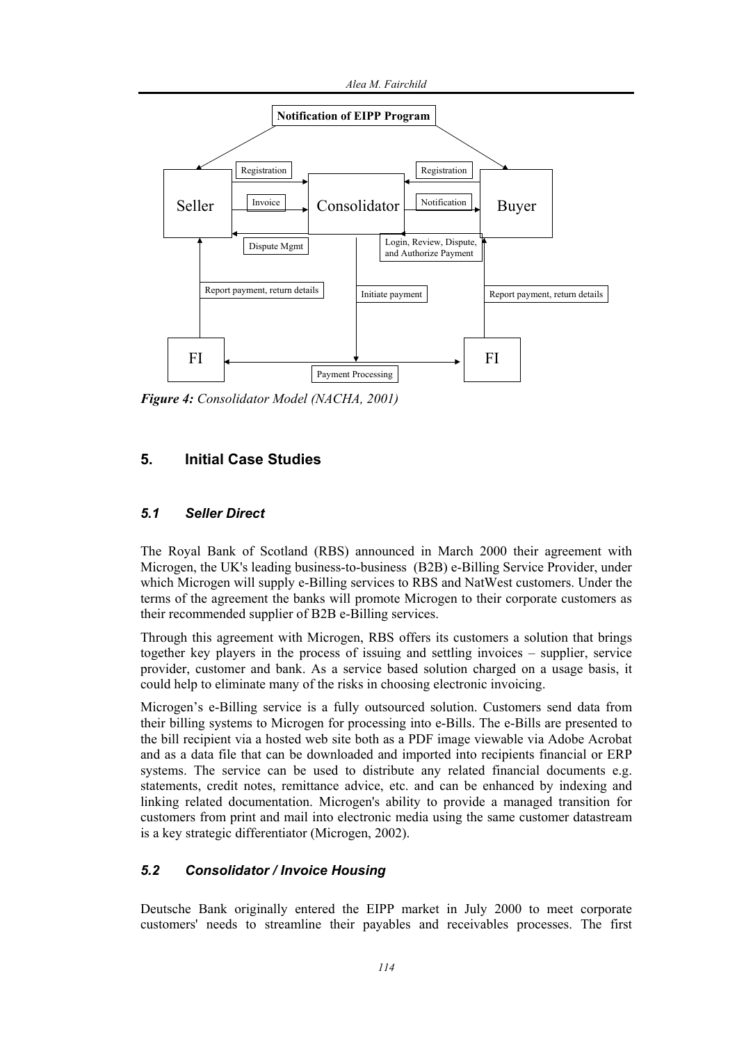*Figure 4: Consolidator Model (NACHA, 2001)*

## 5. Initial Case Studies

### *5.1 Seller Direct*

The Royal Bank of Scotland (RBS) announced in March 2000 their agreement with Microgen, the UK's leading business-to-business (B2B) e-Billing Service Provider, under which Microgen will supply e-Billing services to RBS and NatWest customers. Under the terms of the agreement the banks will promote Microgen to their corporate customers as their recommended supplier of B2B e-Billing services.

Through this agreement with Microgen, RBS offers its customers a solution that brings together key players in the process of issuing and settling invoices – supplier, service provider, customer and bank. As a service based solution charged on a usage basis, it could help to eliminate many of the risks in choosing electronic invoicing.

Microgen's e-Billing service is a fully outsourced solution. Customers send data from their billing systems to Microgen for processing into e-Bills. The e-Bills are presented to the bill recipient via a hosted web site both as a PDF image viewable via Adobe Acrobat and as a data file that can be downloaded and imported into recipients financial or ERP systems. The service can be used to distribute any related financial documents e.g. statements, credit notes, remittance advice, etc. and can be enhanced by indexing and linking related documentation. Microgen's ability to provide a managed transition for customers from print and mail into electronic media using the same customer datastream is a key strategic differentiator (Microgen, 2002).

### *5.2 Consolidator / Invoice Housing*

Deutsche Bank originally entered the EIPP market in July 2000 to meet corporate customers' needs to streamline their payables and receivables processes. The first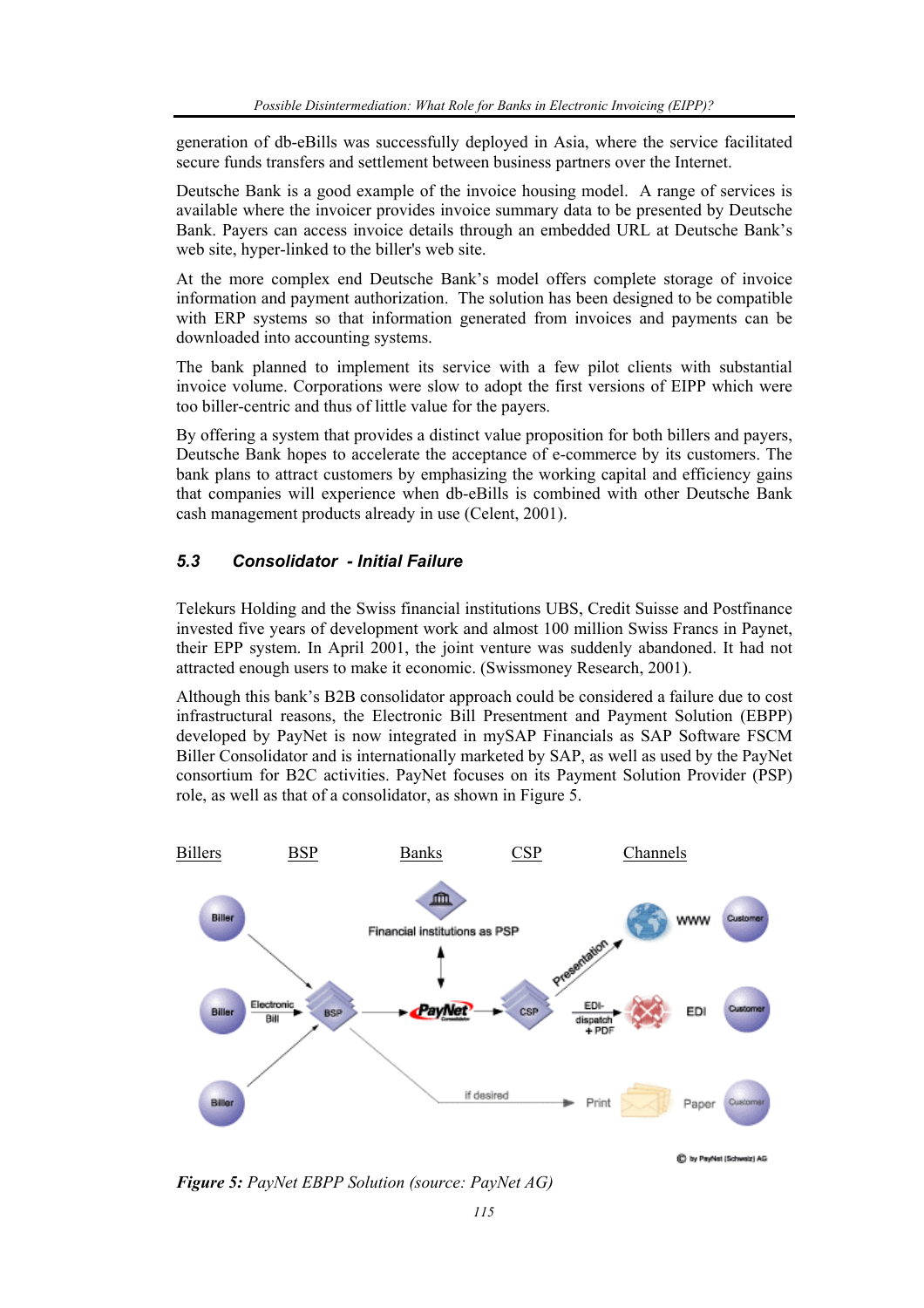generation of db-eBills was successfully deployed in Asia, where the service facilitated secure funds transfers and settlement between business partners over the Internet.

Deutsche Bank is a good example of the invoice housing model. A range of services is available where the invoicer provides invoice summary data to be presented by Deutsche Bank. Payers can access invoice details through an embedded URL at Deutsche Bank's web site, hyper-linked to the biller's web site.

At the more complex end Deutsche Bank's model offers complete storage of invoice information and payment authorization. The solution has been designed to be compatible with ERP systems so that information generated from invoices and payments can be downloaded into accounting systems.

The bank planned to implement its service with a few pilot clients with substantial invoice volume. Corporations were slow to adopt the first versions of EIPP which were too biller-centric and thus of little value for the payers.

By offering a system that provides a distinct value proposition for both billers and payers, Deutsche Bank hopes to accelerate the acceptance of e-commerce by its customers. The bank plans to attract customers by emphasizing the working capital and efficiency gains that companies will experience when db-eBills is combined with other Deutsche Bank cash management products already in use (Celent, 2001).

### 5.3 Consolidator - Initial Failure

Telekurs Holding and the Swiss financial institutions UBS, Credit Suisse and Postfinance invested five years of development work and almost 100 million Swiss Francs in Paynet, their EPP system. In April 2001, the joint venture was suddenly abandoned. It had not attracted enough users to make it economic. (Swissmoney Research, 2001).

Although this bank's B2B consolidator approach could be considered a failure due to cost infrastructural reasons, the Electronic Bill Presentment and Payment Solution (EBPP) developed by PayNet is now integrated in mySAP Financials as SAP Software FSCM Biller Consolidator and is internationally marketed by SAP, as well as used by the PayNet consortium for B2C activities. PayNet focuses on its Payment Solution Provider (PSP) role, as well as that of a consolidator, as shown in Figure 5.

**Figure 5:** *PayNet EBPP Solution (source: PayNet AG)*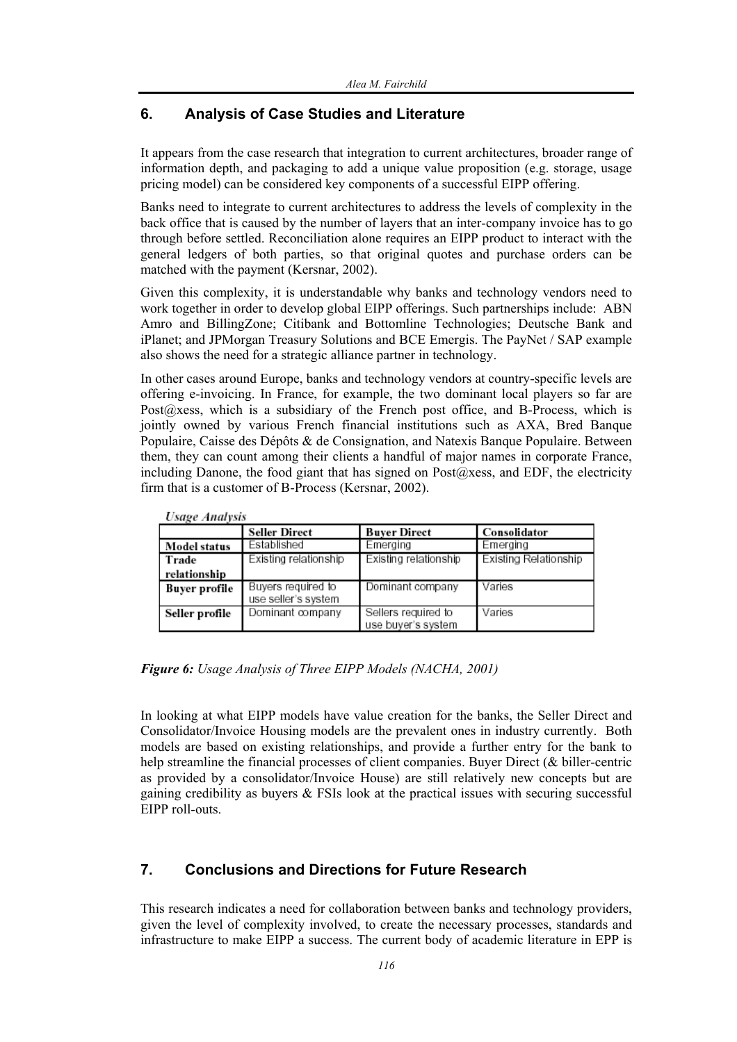## 6. Analysis of Case Studies and Literature

It appears from the case research that integration to current architectures, broader range of information depth, and packaging to add a unique value proposition (e.g. storage, usage pricing model) can be considered key components of a successful EIPP offering.

Banks need to integrate to current architectures to address the levels of complexity in the back office that is caused by the number of layers that an inter-company invoice has to go through before settled. Reconciliation alone requires an EIPP product to interact with the general ledgers of both parties, so that original quotes and purchase orders can be matched with the payment (Kersnar, 2002).

Given this complexity, it is understandable why banks and technology vendors need to work together in order to develop global EIPP offerings. Such partnerships include: ABN Amro and BillingZone; Citibank and Bottomline Technologies; Deutsche Bank and iPlanet; and JPMorgan Treasury Solutions and BCE Emergis. The PayNet / SAP example also shows the need for a strategic alliance partner in technology.

In other cases around Europe, banks and technology vendors at country-specific levels are offering e-invoicing. In France, for example, the two dominant local players so far are Post@xess, which is a subsidiary of the French post office, and B-Process, which is jointly owned by various French financial institutions such as AXA, Bred Banque Populaire, Caisse des Dépôts & de Consignation, and Natexis Banque Populaire. Between them, they can count among their clients a handful of major names in corporate France, including Danone, the food giant that has signed on Post@xess, and EDF, the electricity firm that is a customer of B-Process (Kersnar, 2002).

*Usage Analysis*

| | Seller Direct | Buyer Direct | Consolidator |
|---|---|---|---|
| **Model status** | Established | Emerging | Emerging |
| **Trade relationship** | Existing relationship | Existing relationship | Existing Relationship |
| **Buyer profile** | Buyers required to use seller's system | Dominant company | Varies |
| **Seller profile** | Dominant company | Sellers required to use buyer's system | Varies |

***Figure 6:*** *Usage Analysis of Three EIPP Models (NACHA, 2001)*

In looking at what EIPP models have value creation for the banks, the Seller Direct and Consolidator/Invoice Housing models are the prevalent ones in industry currently. Both models are based on existing relationships, and provide a further entry for the bank to help streamline the financial processes of client companies. Buyer Direct (& biller-centric as provided by a consolidator/Invoice House) are still relatively new concepts but are gaining credibility as buyers & FSIs look at the practical issues with securing successful EIPP roll-outs.

## 7. Conclusions and Directions for Future Research

This research indicates a need for collaboration between banks and technology providers, given the level of complexity involved, to create the necessary processes, standards and infrastructure to make EIPP a success. The current body of academic literature in EPP is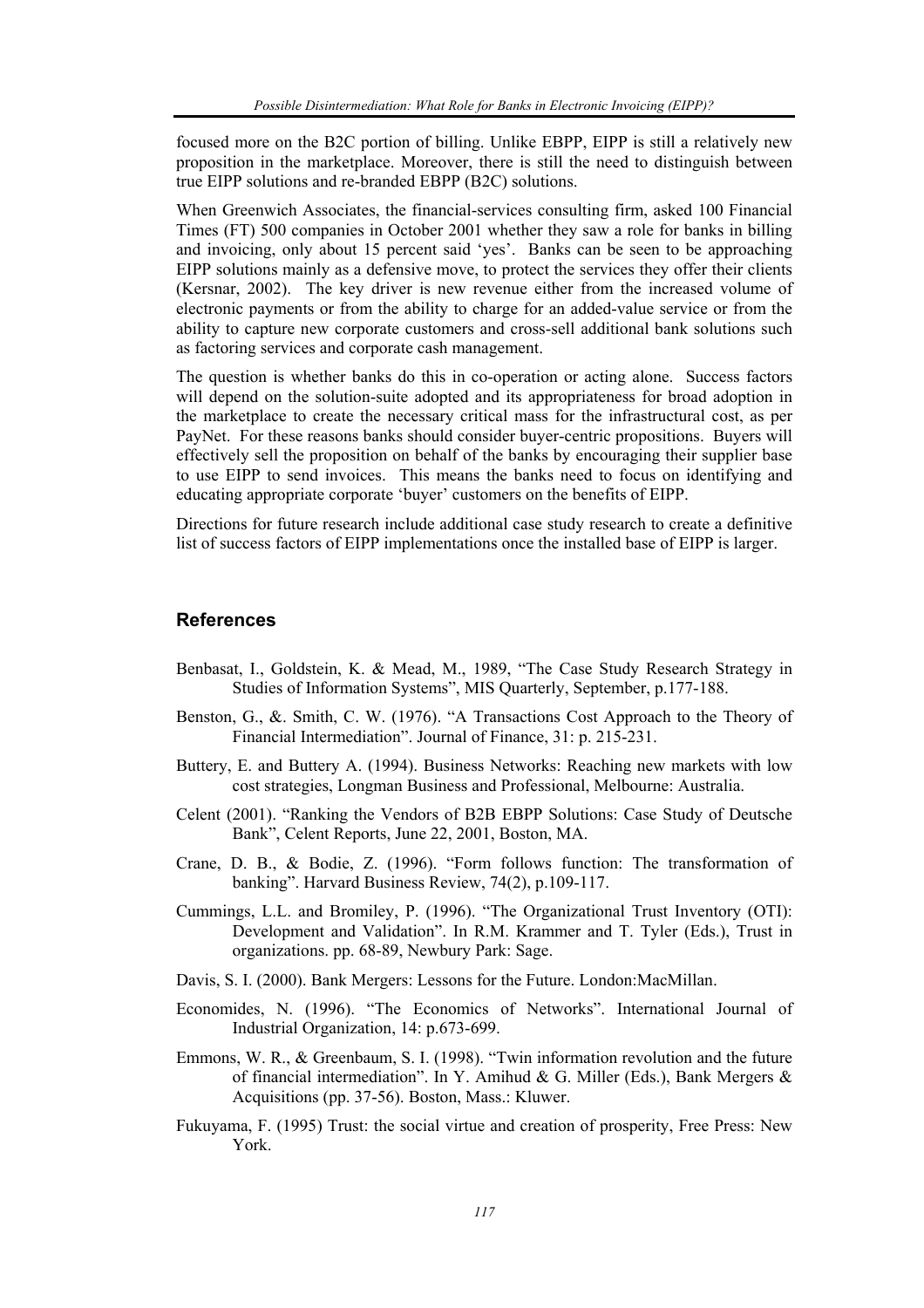focused more on the B2C portion of billing. Unlike EBPP, EIPP is still a relatively new proposition in the marketplace. Moreover, there is still the need to distinguish between true EIPP solutions and re-branded EBPP (B2C) solutions.

When Greenwich Associates, the financial-services consulting firm, asked 100 Financial Times (FT) 500 companies in October 2001 whether they saw a role for banks in billing and invoicing, only about 15 percent said 'yes'. Banks can be seen to be approaching EIPP solutions mainly as a defensive move, to protect the services they offer their clients (Kersnar, 2002). The key driver is new revenue either from the increased volume of electronic payments or from the ability to charge for an added-value service or from the ability to capture new corporate customers and cross-sell additional bank solutions such as factoring services and corporate cash management.

The question is whether banks do this in co-operation or acting alone. Success factors will depend on the solution-suite adopted and its appropriateness for broad adoption in the marketplace to create the necessary critical mass for the infrastructural cost, as per PayNet. For these reasons banks should consider buyer-centric propositions. Buyers will effectively sell the proposition on behalf of the banks by encouraging their supplier base to use EIPP to send invoices. This means the banks need to focus on identifying and educating appropriate corporate 'buyer' customers on the benefits of EIPP.

Directions for future research include additional case study research to create a definitive list of success factors of EIPP implementations once the installed base of EIPP is larger.

## References

- Benbasat, I., Goldstein, K. & Mead, M., 1989, "The Case Study Research Strategy in Studies of Information Systems", MIS Quarterly, September, p.177-188.
- Benston, G., &. Smith, C. W. (1976). "A Transactions Cost Approach to the Theory of Financial Intermediation". Journal of Finance, 31: p. 215-231.
- Buttery, E. and Buttery A. (1994). Business Networks: Reaching new markets with low cost strategies, Longman Business and Professional, Melbourne: Australia.
- Celent (2001). "Ranking the Vendors of B2B EBPP Solutions: Case Study of Deutsche Bank", Celent Reports, June 22, 2001, Boston, MA.
- Crane, D. B., & Bodie, Z. (1996). "Form follows function: The transformation of banking". Harvard Business Review, 74(2), p.109-117.
- Cummings, L.L. and Bromiley, P. (1996). "The Organizational Trust Inventory (OTI): Development and Validation". In R.M. Krammer and T. Tyler (Eds.), Trust in organizations. pp. 68-89, Newbury Park: Sage.
- Davis, S. I. (2000). Bank Mergers: Lessons for the Future. London:MacMillan.
- Economides, N. (1996). "The Economics of Networks". International Journal of Industrial Organization, 14: p.673-699.
- Emmons, W. R., & Greenbaum, S. I. (1998). "Twin information revolution and the future of financial intermediation". In Y. Amihud & G. Miller (Eds.), Bank Mergers & Acquisitions (pp. 37-56). Boston, Mass.: Kluwer.
- Fukuyama, F. (1995) Trust: the social virtue and creation of prosperity, Free Press: New York.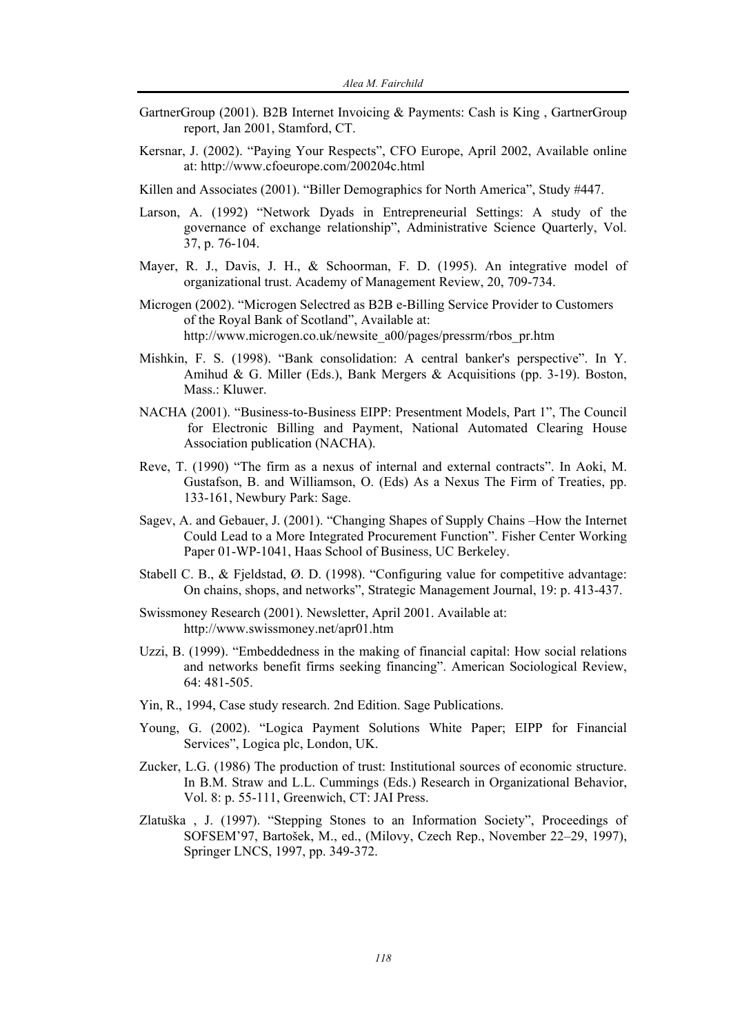GartnerGroup (2001). B2B Internet Invoicing & Payments: Cash is King , GartnerGroup report, Jan 2001, Stamford, CT.

Kersnar, J. (2002). "Paying Your Respects", CFO Europe, April 2002, Available online at: http://www.cfoeurope.com/200204c.html

Killen and Associates (2001). "Biller Demographics for North America", Study #447.

Larson, A. (1992) "Network Dyads in Entrepreneurial Settings: A study of the governance of exchange relationship", Administrative Science Quarterly, Vol. 37, p. 76-104.

Mayer, R. J., Davis, J. H., & Schoorman, F. D. (1995). An integrative model of organizational trust. Academy of Management Review, 20, 709-734.

Microgen (2002). "Microgen Selectred as B2B e-Billing Service Provider to Customers of the Royal Bank of Scotland", Available at: http://www.microgen.co.uk/newsite_a00/pages/pressrm/rbos_pr.htm

Mishkin, F. S. (1998). "Bank consolidation: A central banker's perspective". In Y. Amihud & G. Miller (Eds.), Bank Mergers & Acquisitions (pp. 3-19). Boston, Mass.: Kluwer.

NACHA (2001). "Business-to-Business EIPP: Presentment Models, Part 1", The Council for Electronic Billing and Payment, National Automated Clearing House Association publication (NACHA).

Reve, T. (1990) "The firm as a nexus of internal and external contracts". In Aoki, M. Gustafson, B. and Williamson, O. (Eds) As a Nexus The Firm of Treaties, pp. 133-161, Newbury Park: Sage.

Sagev, A. and Gebauer, J. (2001). "Changing Shapes of Supply Chains –How the Internet Could Lead to a More Integrated Procurement Function". Fisher Center Working Paper 01-WP-1041, Haas School of Business, UC Berkeley.

Stabell C. B., & Fjeldstad, Ø. D. (1998). "Configuring value for competitive advantage: On chains, shops, and networks", Strategic Management Journal, 19: p. 413-437.

Swissmoney Research (2001). Newsletter, April 2001. Available at: http://www.swissmoney.net/apr01.htm

Uzzi, B. (1999). "Embeddedness in the making of financial capital: How social relations and networks benefit firms seeking financing". American Sociological Review, 64: 481-505.

Yin, R., 1994, Case study research. 2nd Edition. Sage Publications.

Young, G. (2002). "Logica Payment Solutions White Paper; EIPP for Financial Services", Logica plc, London, UK.

Zucker, L.G. (1986) The production of trust: Institutional sources of economic structure. In B.M. Straw and L.L. Cummings (Eds.) Research in Organizational Behavior, Vol. 8: p. 55-111, Greenwich, CT: JAI Press.

Zlatuška , J. (1997). "Stepping Stones to an Information Society", Proceedings of SOFSEM'97, Bartošek, M., ed., (Milovy, Czech Rep., November 22–29, 1997), Springer LNCS, 1997, pp. 349-372.